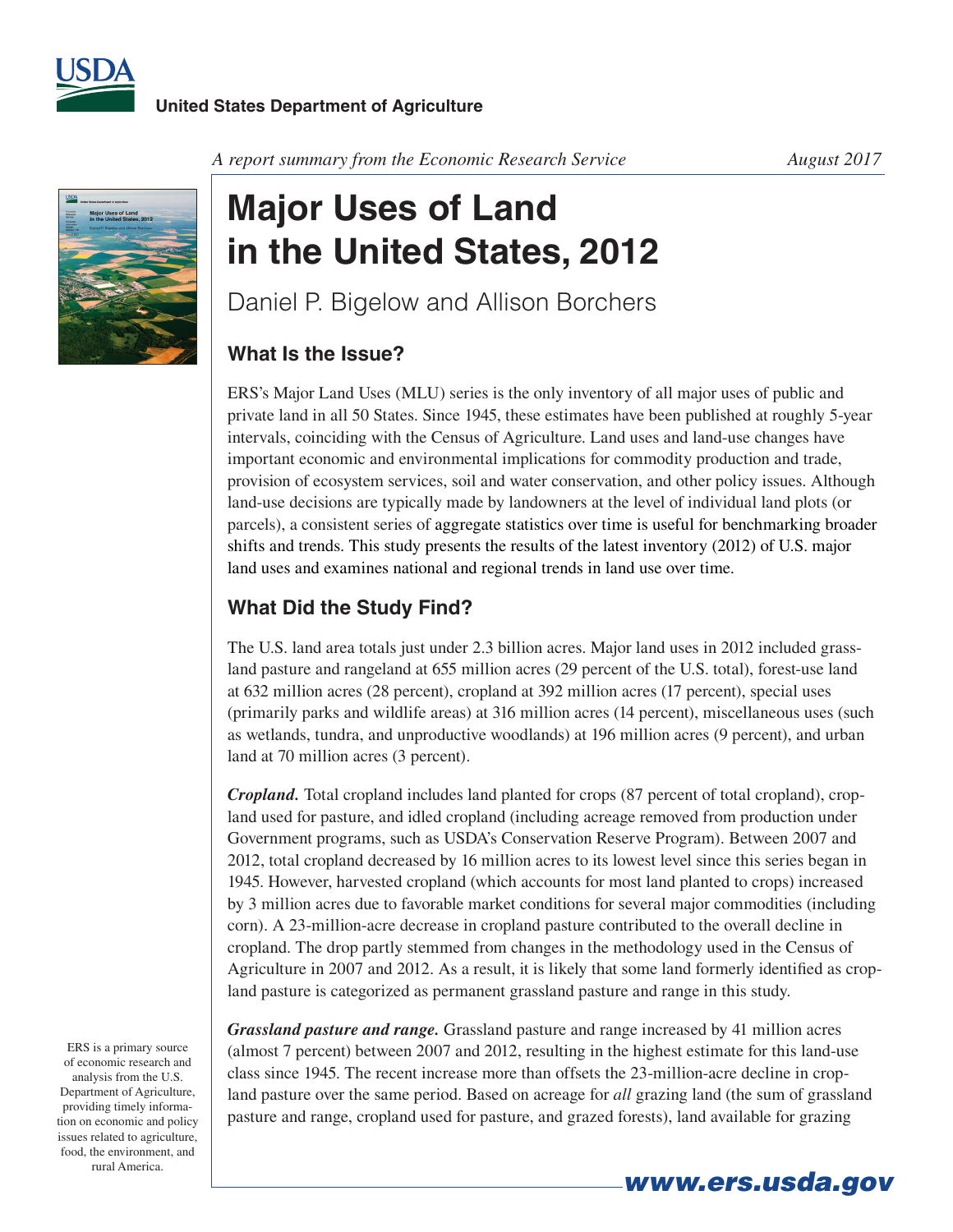United States Department of Agriculture

*A report summary from the Economic Research Service*

August 2017

# Major Uses of Land in the United States, 2012

Daniel P. Bigelow and Allison Borchers

## What Is the Issue?

ERS's Major Land Uses (MLU) series is the only inventory of all major uses of public and private land in all 50 States. Since 1945, these estimates have been published at roughly 5-year intervals, coinciding with the Census of Agriculture. Land uses and land-use changes have important economic and environmental implications for commodity production and trade, provision of ecosystem services, soil and water conservation, and other policy issues. Although land-use decisions are typically made by landowners at the level of individual land plots (or parcels), a consistent series of aggregate statistics over time is useful for benchmarking broader shifts and trends. This study presents the results of the latest inventory (2012) of U.S. major land uses and examines national and regional trends in land use over time.

## What Did the Study Find?

The U.S. land area totals just under 2.3 billion acres. Major land uses in 2012 included grassland pasture and rangeland at 655 million acres (29 percent of the U.S. total), forest-use land at 632 million acres (28 percent), cropland at 392 million acres (17 percent), special uses (primarily parks and wildlife areas) at 316 million acres (14 percent), miscellaneous uses (such as wetlands, tundra, and unproductive woodlands) at 196 million acres (9 percent), and urban land at 70 million acres (3 percent).

***Cropland.*** Total cropland includes land planted for crops (87 percent of total cropland), cropland used for pasture, and idled cropland (including acreage removed from production under Government programs, such as USDA's Conservation Reserve Program). Between 2007 and 2012, total cropland decreased by 16 million acres to its lowest level since this series began in 1945. However, harvested cropland (which accounts for most land planted to crops) increased by 3 million acres due to favorable market conditions for several major commodities (including corn). A 23-million-acre decrease in cropland pasture contributed to the overall decline in cropland. The drop partly stemmed from changes in the methodology used in the Census of Agriculture in 2007 and 2012. As a result, it is likely that some land formerly identified as cropland pasture is categorized as permanent grassland pasture and range in this study.

***Grassland pasture and range.*** Grassland pasture and range increased by 41 million acres (almost 7 percent) between 2007 and 2012, resulting in the highest estimate for this land-use class since 1945. The recent increase more than offsets the 23-million-acre decline in cropland pasture over the same period. Based on acreage for *all* grazing land (the sum of grassland pasture and range, cropland used for pasture, and grazed forests), land available for grazing

ERS is a primary source of economic research and analysis from the U.S. Department of Agriculture, providing timely information on economic and policy issues related to agriculture, food, the environment, and rural America.

www.ers.usda.gov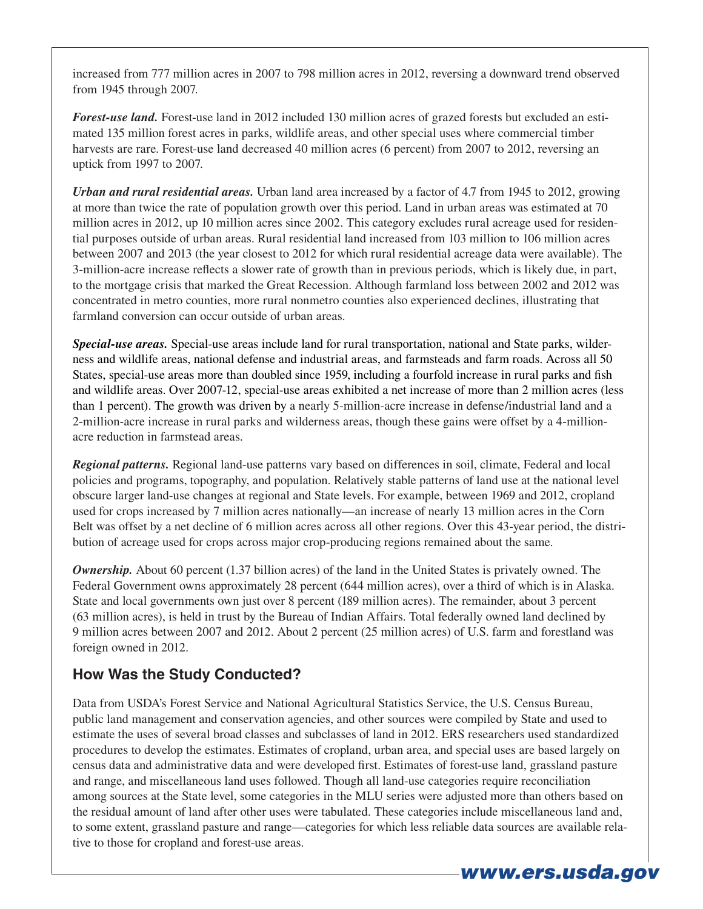increased from 777 million acres in 2007 to 798 million acres in 2012, reversing a downward trend observed from 1945 through 2007.

***Forest-use land.*** Forest-use land in 2012 included 130 million acres of grazed forests but excluded an estimated 135 million forest acres in parks, wildlife areas, and other special uses where commercial timber harvests are rare. Forest-use land decreased 40 million acres (6 percent) from 2007 to 2012, reversing an uptick from 1997 to 2007.

***Urban and rural residential areas.*** Urban land area increased by a factor of 4.7 from 1945 to 2012, growing at more than twice the rate of population growth over this period. Land in urban areas was estimated at 70 million acres in 2012, up 10 million acres since 2002. This category excludes rural acreage used for residential purposes outside of urban areas. Rural residential land increased from 103 million to 106 million acres between 2007 and 2013 (the year closest to 2012 for which rural residential acreage data were available). The 3-million-acre increase reflects a slower rate of growth than in previous periods, which is likely due, in part, to the mortgage crisis that marked the Great Recession. Although farmland loss between 2002 and 2012 was concentrated in metro counties, more rural nonmetro counties also experienced declines, illustrating that farmland conversion can occur outside of urban areas.

***Special-use areas.*** Special-use areas include land for rural transportation, national and State parks, wilderness and wildlife areas, national defense and industrial areas, and farmsteads and farm roads. Across all 50 States, special-use areas more than doubled since 1959, including a fourfold increase in rural parks and fish and wildlife areas. Over 2007-12, special-use areas exhibited a net increase of more than 2 million acres (less than 1 percent). The growth was driven by a nearly 5-million-acre increase in defense/industrial land and a 2-million-acre increase in rural parks and wilderness areas, though these gains were offset by a 4-million-acre reduction in farmstead areas.

***Regional patterns.*** Regional land-use patterns vary based on differences in soil, climate, Federal and local policies and programs, topography, and population. Relatively stable patterns of land use at the national level obscure larger land-use changes at regional and State levels. For example, between 1969 and 2012, cropland used for crops increased by 7 million acres nationally—an increase of nearly 13 million acres in the Corn Belt was offset by a net decline of 6 million acres across all other regions. Over this 43-year period, the distribution of acreage used for crops across major crop-producing regions remained about the same.

***Ownership.*** About 60 percent (1.37 billion acres) of the land in the United States is privately owned. The Federal Government owns approximately 28 percent (644 million acres), over a third of which is in Alaska. State and local governments own just over 8 percent (189 million acres). The remainder, about 3 percent (63 million acres), is held in trust by the Bureau of Indian Affairs. Total federally owned land declined by 9 million acres between 2007 and 2012. About 2 percent (25 million acres) of U.S. farm and forestland was foreign owned in 2012.

## How Was the Study Conducted?

Data from USDA's Forest Service and National Agricultural Statistics Service, the U.S. Census Bureau, public land management and conservation agencies, and other sources were compiled by State and used to estimate the uses of several broad classes and subclasses of land in 2012. ERS researchers used standardized procedures to develop the estimates. Estimates of cropland, urban area, and special uses are based largely on census data and administrative data and were developed first. Estimates of forest-use land, grassland pasture and range, and miscellaneous land uses followed. Though all land-use categories require reconciliation among sources at the State level, some categories in the MLU series were adjusted more than others based on the residual amount of land after other uses were tabulated. These categories include miscellaneous land and, to some extent, grassland pasture and range—categories for which less reliable data sources are available relative to those for cropland and forest-use areas.

**www.ers.usda.gov**